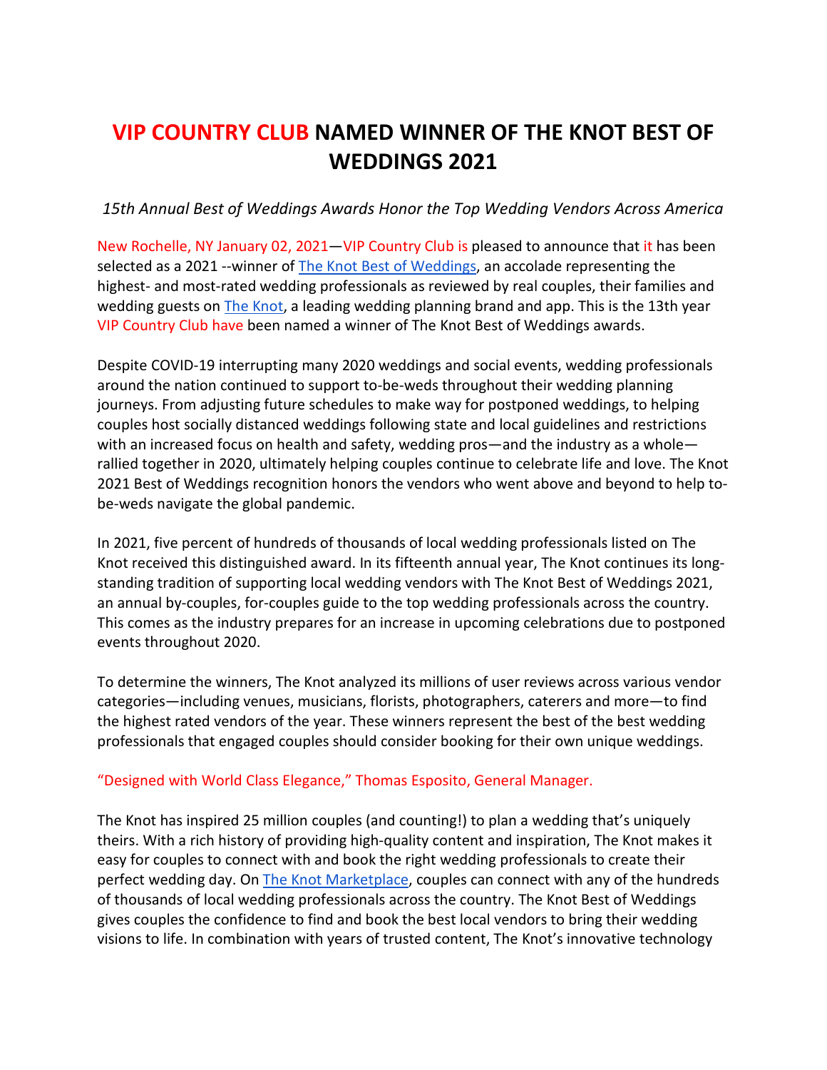# VIP COUNTRY CLUB NAMED WINNER OF THE KNOT BEST OF WEDDINGS 2021

*15th Annual Best of Weddings Awards Honor the Top Wedding Vendors Across America*

New Rochelle, NY January 02, 2021—VIP Country Club is pleased to announce that it has been selected as a 2021 --winner of The Knot Best of Weddings, an accolade representing the highest- and most-rated wedding professionals as reviewed by real couples, their families and wedding guests on The Knot, a leading wedding planning brand and app. This is the 13th year VIP Country Club have been named a winner of The Knot Best of Weddings awards.

Despite COVID-19 interrupting many 2020 weddings and social events, wedding professionals around the nation continued to support to-be-weds throughout their wedding planning journeys. From adjusting future schedules to make way for postponed weddings, to helping couples host socially distanced weddings following state and local guidelines and restrictions with an increased focus on health and safety, wedding pros—and the industry as a whole—rallied together in 2020, ultimately helping couples continue to celebrate life and love. The Knot 2021 Best of Weddings recognition honors the vendors who went above and beyond to help to-be-weds navigate the global pandemic.

In 2021, five percent of hundreds of thousands of local wedding professionals listed on The Knot received this distinguished award. In its fifteenth annual year, The Knot continues its long-standing tradition of supporting local wedding vendors with The Knot Best of Weddings 2021, an annual by-couples, for-couples guide to the top wedding professionals across the country. This comes as the industry prepares for an increase in upcoming celebrations due to postponed events throughout 2020.

To determine the winners, The Knot analyzed its millions of user reviews across various vendor categories—including venues, musicians, florists, photographers, caterers and more—to find the highest rated vendors of the year. These winners represent the best of the best wedding professionals that engaged couples should consider booking for their own unique weddings.

"Designed with World Class Elegance," Thomas Esposito, General Manager.

The Knot has inspired 25 million couples (and counting!) to plan a wedding that's uniquely theirs. With a rich history of providing high-quality content and inspiration, The Knot makes it easy for couples to connect with and book the right wedding professionals to create their perfect wedding day. On The Knot Marketplace, couples can connect with any of the hundreds of thousands of local wedding professionals across the country. The Knot Best of Weddings gives couples the confidence to find and book the best local vendors to bring their wedding visions to life. In combination with years of trusted content, The Knot's innovative technology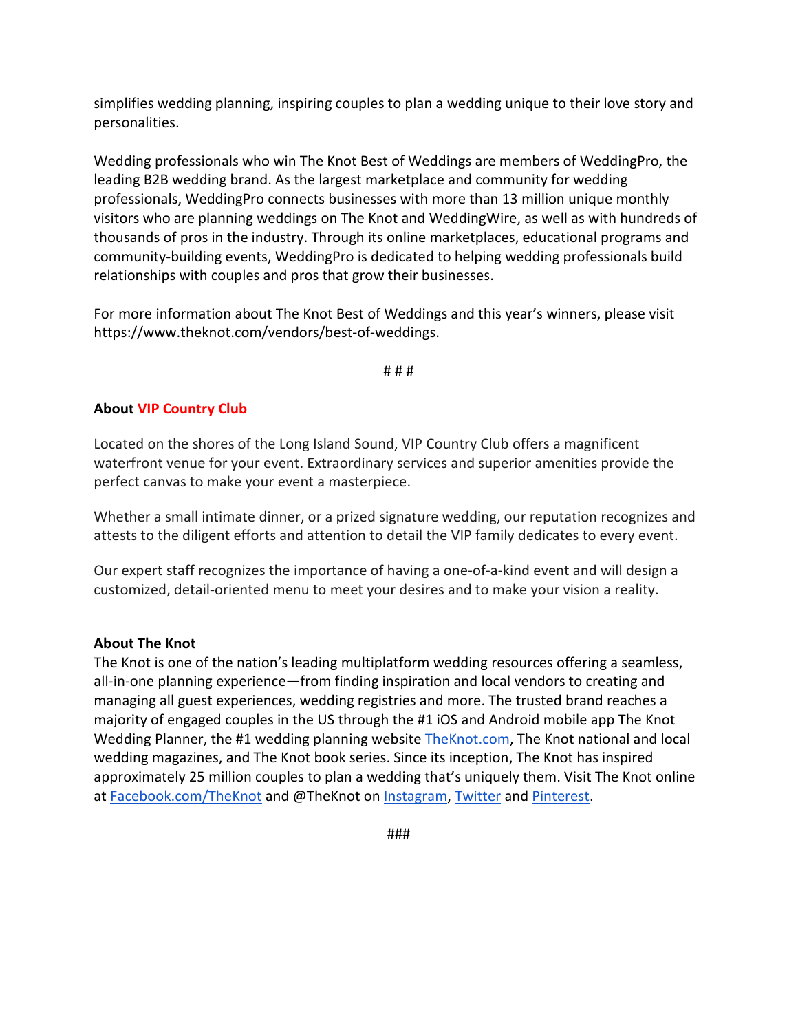simplifies wedding planning, inspiring couples to plan a wedding unique to their love story and personalities.

Wedding professionals who win The Knot Best of Weddings are members of WeddingPro, the leading B2B wedding brand. As the largest marketplace and community for wedding professionals, WeddingPro connects businesses with more than 13 million unique monthly visitors who are planning weddings on The Knot and WeddingWire, as well as with hundreds of thousands of pros in the industry. Through its online marketplaces, educational programs and community-building events, WeddingPro is dedicated to helping wedding professionals build relationships with couples and pros that grow their businesses.

For more information about The Knot Best of Weddings and this year's winners, please visit https://www.theknot.com/vendors/best-of-weddings.

# # #

**About VIP Country Club**

Located on the shores of the Long Island Sound, VIP Country Club offers a magnificent waterfront venue for your event. Extraordinary services and superior amenities provide the perfect canvas to make your event a masterpiece.

Whether a small intimate dinner, or a prized signature wedding, our reputation recognizes and attests to the diligent efforts and attention to detail the VIP family dedicates to every event.

Our expert staff recognizes the importance of having a one-of-a-kind event and will design a customized, detail-oriented menu to meet your desires and to make your vision a reality.

**About The Knot**

The Knot is one of the nation's leading multiplatform wedding resources offering a seamless, all-in-one planning experience—from finding inspiration and local vendors to creating and managing all guest experiences, wedding registries and more. The trusted brand reaches a majority of engaged couples in the US through the #1 iOS and Android mobile app The Knot Wedding Planner, the #1 wedding planning website TheKnot.com, The Knot national and local wedding magazines, and The Knot book series. Since its inception, The Knot has inspired approximately 25 million couples to plan a wedding that's uniquely them. Visit The Knot online at Facebook.com/TheKnot and @TheKnot on Instagram, Twitter and Pinterest.

###